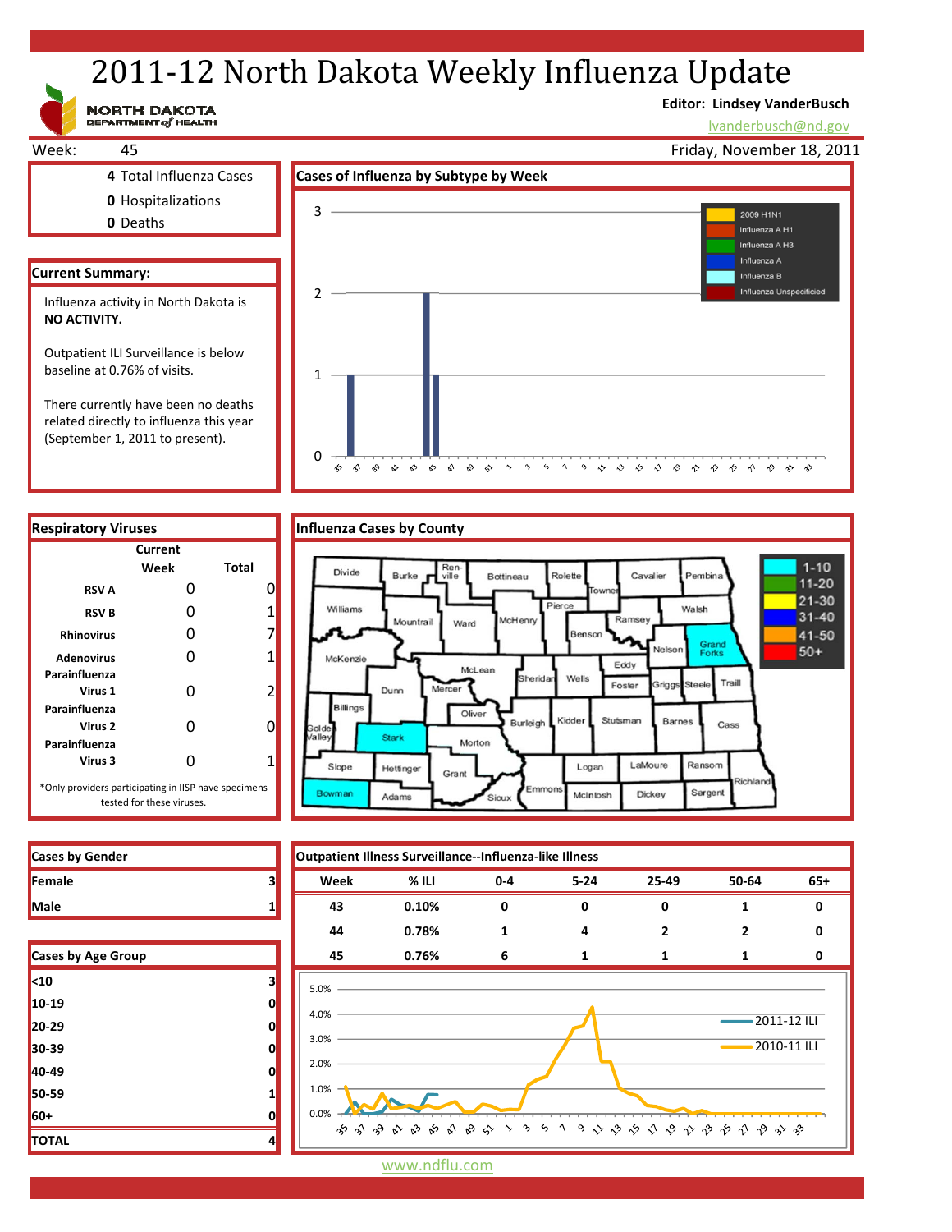# 2011-12 North Dakota Weekly Influenza Update

NORTH DAKOTA DEPARTMENT of HEALTH

**Editor: Lindsey VanderBusch**
lvanderbusch@nd.gov

Week: 45 — Friday, November 18, 2011

**4** Total Influenza Cases
**0** Hospitalizations
**0** Deaths

## Current Summary:

Influenza activity in North Dakota is **NO ACTIVITY.**

Outpatient ILI Surveillance is below baseline at 0.76% of visits.

There currently have been no deaths related directly to influenza this year (September 1, 2011 to present).

## Cases of Influenza by Subtype by Week

Legend: 2009 H1N1; Influenza A H1; Influenza A H3; Influenza A; Influenza B; Influenza Unspecificied

## Respiratory Viruses

| | Current Week | Total |
|---|---|---|
| RSV A | 0 | 0 |
| RSV B | 0 | 1 |
| Rhinovirus | 0 | 7 |
| Adenovirus | 0 | 1 |
| Parainfluenza Virus 1 | 0 | 2 |
| Parainfluenza Virus 2 | 0 | 0 |
| Parainfluenza Virus 3 | 0 | 1 |

*Only providers participating in IISP have specimens tested for these viruses.

## Influenza Cases by County

Legend: 1-10; 11-20; 21-30; 31-40; 41-50; 50+

## Cases by Gender

| | |
|---|---|
| Female | 3 |
| Male | 1 |

## Cases by Age Group

| | |
|---|---|
| <10 | 3 |
| 10-19 | 0 |
| 20-29 | 0 |
| 30-39 | 0 |
| 40-49 | 0 |
| 50-59 | 1 |
| 60+ | 0 |
| TOTAL | 4 |

## Outpatient Illness Surveillance--Influenza-like Illness

| Week | % ILI | 0-4 | 5-24 | 25-49 | 50-64 | 65+ |
|---|---|---|---|---|---|---|
| 43 | 0.10% | 0 | 0 | 0 | 1 | 0 |
| 44 | 0.78% | 1 | 4 | 2 | 2 | 0 |
| 45 | 0.76% | 6 | 1 | 1 | 1 | 0 |

Legend: 2011-12 ILI; 2010-11 ILI

www.ndflu.com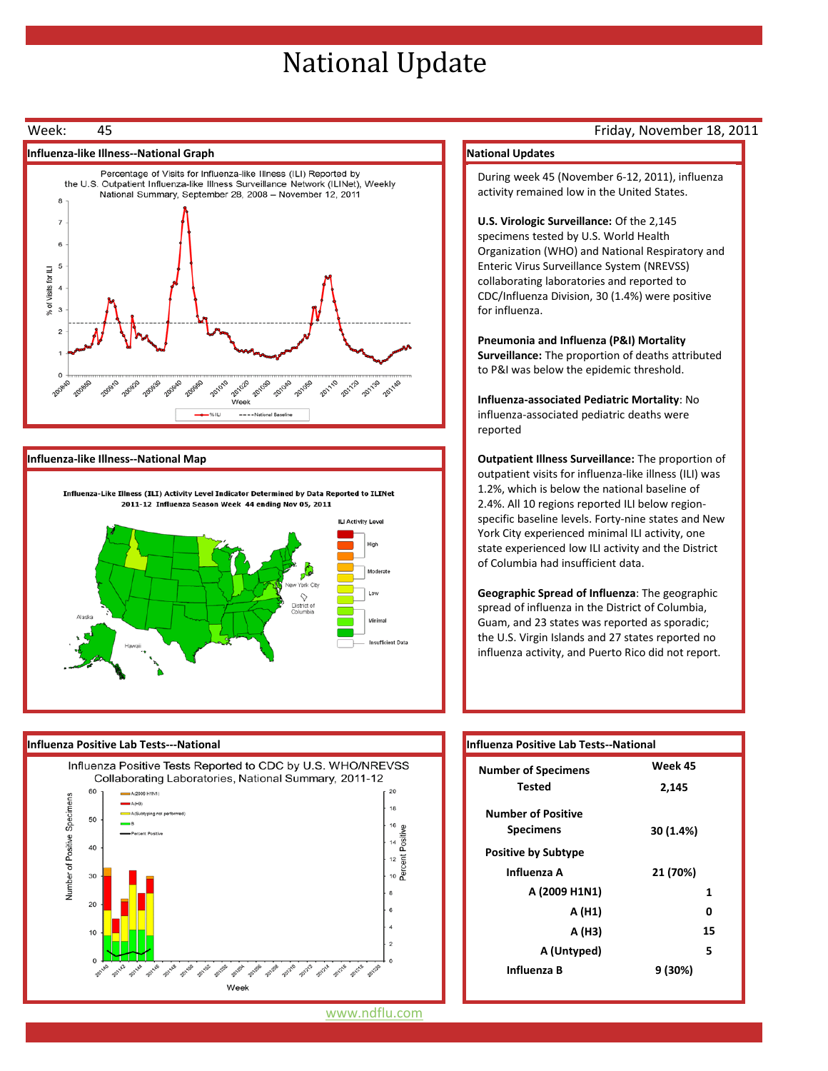# National Update

Week: 45

Friday, November 18, 2011

## Influenza-like Illness--National Graph

Percentage of Visits for Influenza-like Illness (ILI) Reported by the U.S. Outpatient Influenza-like Illness Surveillance Network (ILINet), Weekly National Summary, September 28, 2008 – November 12, 2011

% of Visits for ILI

Week

% ILI
National Baseline

## National Updates

During week 45 (November 6-12, 2011), influenza activity remained low in the United States.

**U.S. Virologic Surveillance:** Of the 2,145 specimens tested by U.S. World Health Organization (WHO) and National Respiratory and Enteric Virus Surveillance System (NREVSS) collaborating laboratories and reported to CDC/Influenza Division, 30 (1.4%) were positive for influenza.

**Pneumonia and Influenza (P&I) Mortality Surveillance:** The proportion of deaths attributed to P&I was below the epidemic threshold.

**Influenza-associated Pediatric Mortality**: No influenza-associated pediatric deaths were reported

**Outpatient Illness Surveillance:** The proportion of outpatient visits for influenza-like illness (ILI) was 1.2%, which is below the national baseline of 2.4%. All 10 regions reported ILI below region-specific baseline levels. Forty-nine states and New York City experienced minimal ILI activity, one state experienced low ILI activity and the District of Columbia had insufficient data.

**Geographic Spread of Influenza**: The geographic spread of influenza in the District of Columbia, Guam, and 23 states was reported as sporadic; the U.S. Virgin Islands and 27 states reported no influenza activity, and Puerto Rico did not report.

## Influenza-like Illness--National Map

Influenza-Like Illness (ILI) Activity Level Indicator Determined by Data Reported to ILINet
2011-12 Influenza Season Week 44 ending Nov 05, 2011

ILI Activity Level: High, Moderate, Low, Minimal, Insufficient Data

New York City
District of Columbia
Alaska
Hawaii

## Influenza Positive Lab Tests---National

Influenza Positive Tests Reported to CDC by U.S. WHO/NREVSS Collaborating Laboratories, National Summary, 2011-12

Number of Positive Specimens
Percent Positive
Week

A(2009 H1N1)
A(H3)
A(Subtyping not performed)
B
Percent Positive

## Influenza Positive Lab Tests--National

| | Week 45 |
|---|---|
| Number of Specimens Tested | 2,145 |
| Number of Positive Specimens | 30 (1.4%) |
| Positive by Subtype | |
| Influenza A | 21 (70%) |
| A (2009 H1N1) | 1 |
| A (H1) | 0 |
| A (H3) | 15 |
| A (Untyped) | 5 |
| Influenza B | 9 (30%) |

www.ndflu.com